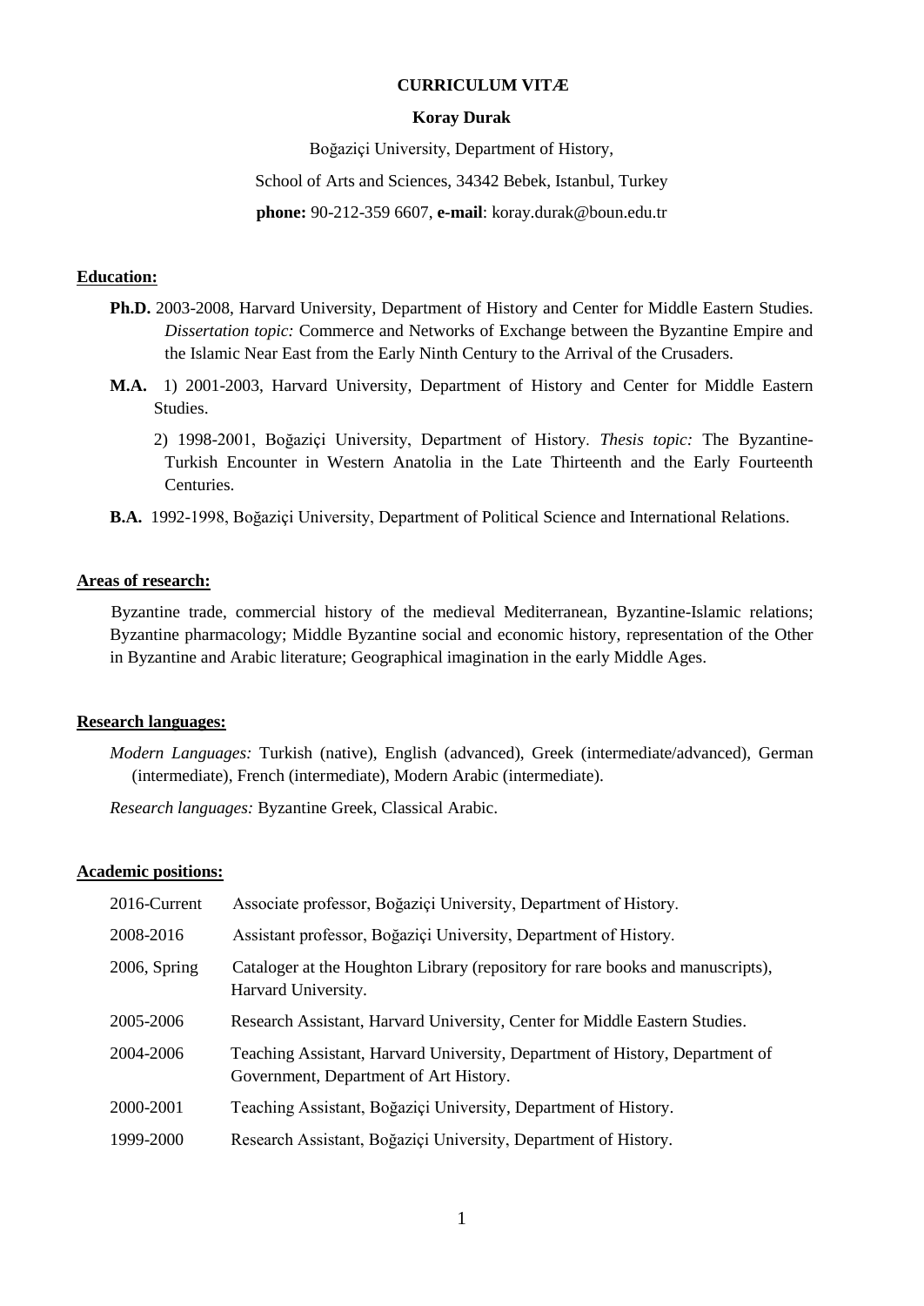**CURRICULUM VITÆ**

**Koray Durak**

Boğaziçi University, Department of History,

School of Arts and Sciences, 34342 Bebek, Istanbul, Turkey

**phone:** 90-212-359 6607, **e-mail**: koray.durak@boun.edu.tr

## Education:

**Ph.D.** 2003-2008, Harvard University, Department of History and Center for Middle Eastern Studies. *Dissertation topic:* Commerce and Networks of Exchange between the Byzantine Empire and the Islamic Near East from the Early Ninth Century to the Arrival of the Crusaders.

**M.A.** 1) 2001-2003, Harvard University, Department of History and Center for Middle Eastern Studies.

2) 1998-2001, Boğaziçi University, Department of History. *Thesis topic:* The Byzantine-Turkish Encounter in Western Anatolia in the Late Thirteenth and the Early Fourteenth Centuries.

**B.A.** 1992-1998, Boğaziçi University, Department of Political Science and International Relations.

## Areas of research:

Byzantine trade, commercial history of the medieval Mediterranean, Byzantine-Islamic relations; Byzantine pharmacology; Middle Byzantine social and economic history, representation of the Other in Byzantine and Arabic literature; Geographical imagination in the early Middle Ages.

## Research languages:

*Modern Languages:* Turkish (native), English (advanced), Greek (intermediate/advanced), German (intermediate), French (intermediate), Modern Arabic (intermediate).

*Research languages:* Byzantine Greek, Classical Arabic.

## Academic positions:

| | |
|---|---|
| 2016-Current | Associate professor, Boğaziçi University, Department of History. |
| 2008-2016 | Assistant professor, Boğaziçi University, Department of History. |
| 2006, Spring | Cataloger at the Houghton Library (repository for rare books and manuscripts), Harvard University. |
| 2005-2006 | Research Assistant, Harvard University, Center for Middle Eastern Studies. |
| 2004-2006 | Teaching Assistant, Harvard University, Department of History, Department of Government, Department of Art History. |
| 2000-2001 | Teaching Assistant, Boğaziçi University, Department of History. |
| 1999-2000 | Research Assistant, Boğaziçi University, Department of History. |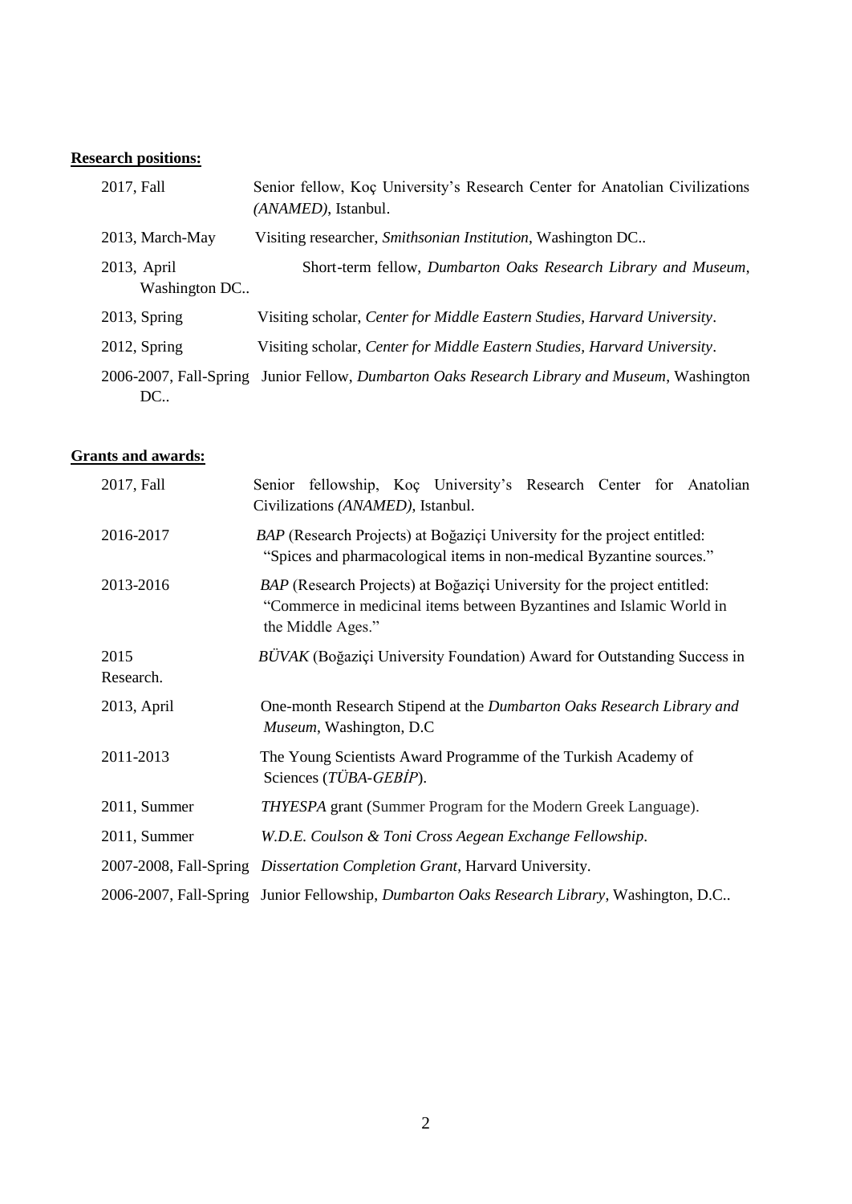**Research positions:**

2017, Fall — Senior fellow, Koç University's Research Center for Anatolian Civilizations *(ANAMED)*, Istanbul.

2013, March-May — Visiting researcher, *Smithsonian Institution*, Washington DC..

2013, April — Short-term fellow, *Dumbarton Oaks Research Library and Museum*, Washington DC..

2013, Spring — Visiting scholar, *Center for Middle Eastern Studies, Harvard University*.

2012, Spring — Visiting scholar, *Center for Middle Eastern Studies, Harvard University*.

2006-2007, Fall-Spring — Junior Fellow, *Dumbarton Oaks Research Library and Museum*, Washington DC..

**Grants and awards:**

2017, Fall — Senior fellowship, Koç University's Research Center for Anatolian Civilizations *(ANAMED)*, Istanbul.

2016-2017 — *BAP* (Research Projects) at Boğaziçi University for the project entitled: "Spices and pharmacological items in non-medical Byzantine sources."

2013-2016 — *BAP* (Research Projects) at Boğaziçi University for the project entitled: "Commerce in medicinal items between Byzantines and Islamic World in the Middle Ages."

2015 — *BÜVAK* (Boğaziçi University Foundation) Award for Outstanding Success in Research.

2013, April — One-month Research Stipend at the *Dumbarton Oaks Research Library and Museum*, Washington, D.C

2011-2013 — The Young Scientists Award Programme of the Turkish Academy of Sciences (*TÜBA-GEBİP*).

2011, Summer — *THYESPA* grant (Summer Program for the Modern Greek Language).

2011, Summer — *W.D.E. Coulson & Toni Cross Aegean Exchange Fellowship*.

2007-2008, Fall-Spring — *Dissertation Completion Grant*, Harvard University.

2006-2007, Fall-Spring — Junior Fellowship, *Dumbarton Oaks Research Library*, Washington, D.C..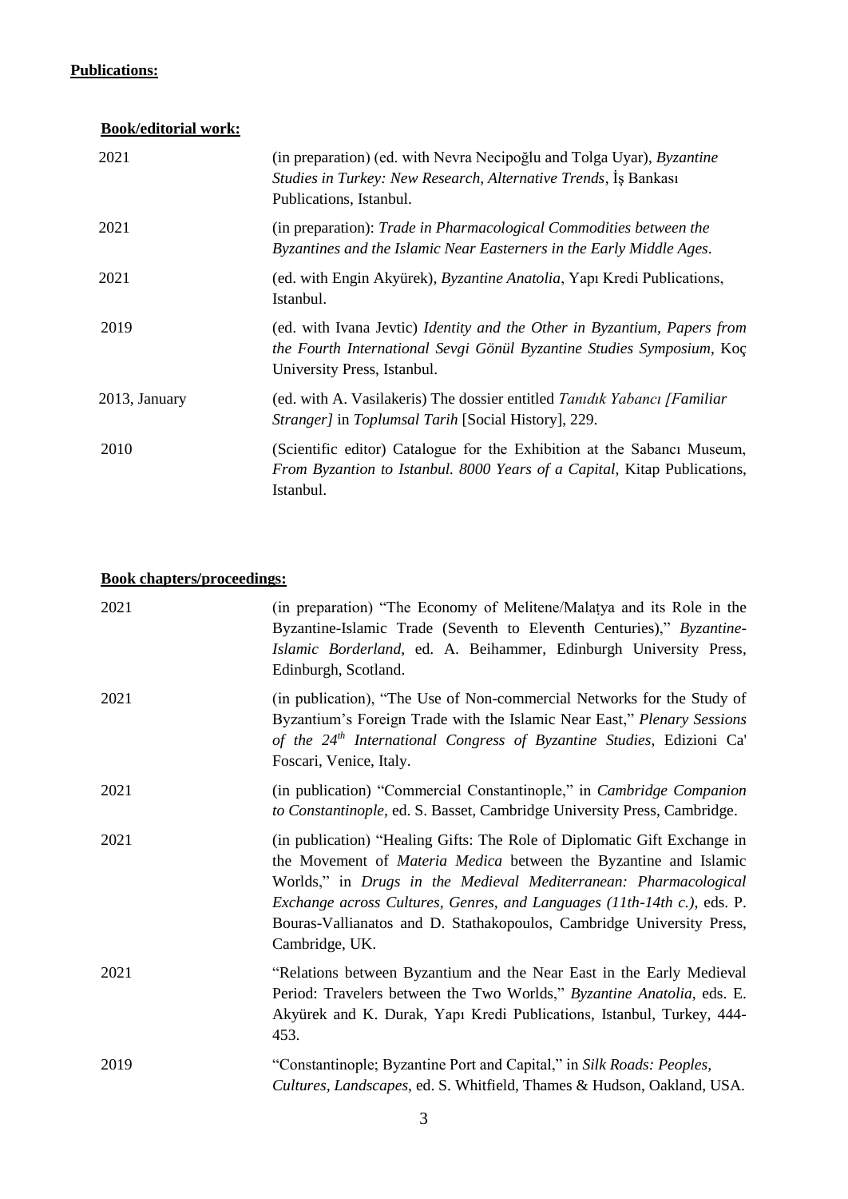**Publications:**

**Book/editorial work:**

2021 (in preparation) (ed. with Nevra Necipoğlu and Tolga Uyar), *Byzantine Studies in Turkey: New Research, Alternative Trends*, İş Bankası Publications, Istanbul.

2021 (in preparation): *Trade in Pharmacological Commodities between the Byzantines and the Islamic Near Easterners in the Early Middle Ages*.

2021 (ed. with Engin Akyürek), *Byzantine Anatolia*, Yapı Kredi Publications, Istanbul.

2019 (ed. with Ivana Jevtic) *Identity and the Other in Byzantium, Papers from the Fourth International Sevgi Gönül Byzantine Studies Symposium*, Koç University Press, Istanbul.

2013, January (ed. with A. Vasilakeris) The dossier entitled *Tanıdık Yabancı [Familiar Stranger]* in *Toplumsal Tarih* [Social History], 229.

2010 (Scientific editor) Catalogue for the Exhibition at the Sabancı Museum, *From Byzantion to Istanbul. 8000 Years of a Capital,* Kitap Publications, Istanbul.

**Book chapters/proceedings:**

2021 (in preparation) "The Economy of Melitene/Malaṭya and its Role in the Byzantine-Islamic Trade (Seventh to Eleventh Centuries)," *Byzantine-Islamic Borderland*, ed. A. Beihammer, Edinburgh University Press, Edinburgh, Scotland.

2021 (in publication), "The Use of Non-commercial Networks for the Study of Byzantium's Foreign Trade with the Islamic Near East," *Plenary Sessions of the 24th International Congress of Byzantine Studies*, Edizioni Ca' Foscari, Venice, Italy.

2021 (in publication) "Commercial Constantinople," in *Cambridge Companion to Constantinople*, ed. S. Basset, Cambridge University Press, Cambridge.

2021 (in publication) "Healing Gifts: The Role of Diplomatic Gift Exchange in the Movement of *Materia Medica* between the Byzantine and Islamic Worlds," in *Drugs in the Medieval Mediterranean: Pharmacological Exchange across Cultures, Genres, and Languages (11th-14th c.),* eds. P. Bouras-Vallianatos and D. Stathakopoulos, Cambridge University Press, Cambridge, UK.

2021 "Relations between Byzantium and the Near East in the Early Medieval Period: Travelers between the Two Worlds," *Byzantine Anatolia*, eds. E. Akyürek and K. Durak, Yapı Kredi Publications, Istanbul, Turkey, 444-453.

2019 "Constantinople; Byzantine Port and Capital," in *Silk Roads: Peoples, Cultures, Landscapes*, ed. S. Whitfield, Thames & Hudson, Oakland, USA.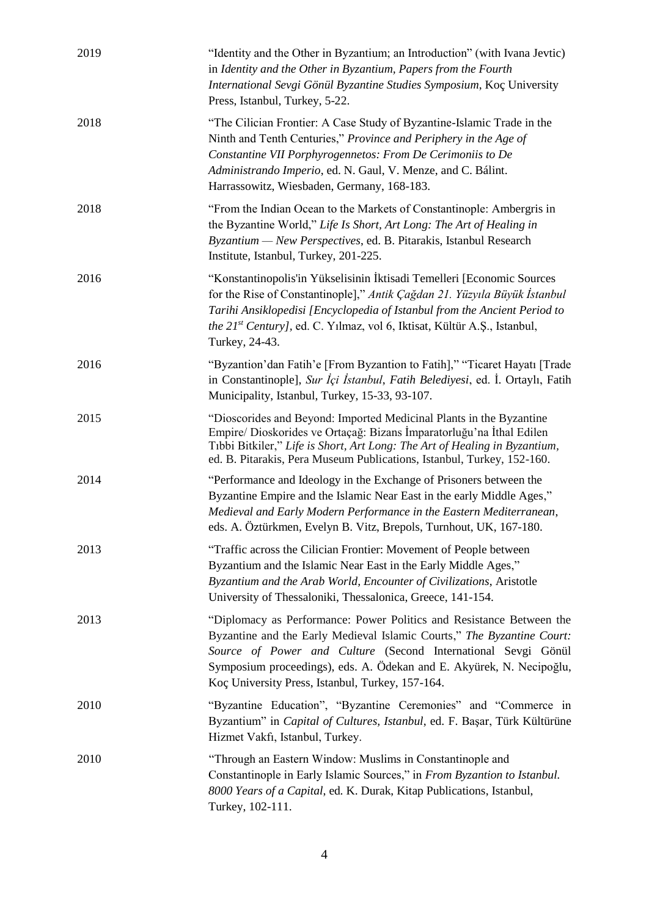2019 "Identity and the Other in Byzantium; an Introduction" (with Ivana Jevtic) in *Identity and the Other in Byzantium, Papers from the Fourth International Sevgi Gönül Byzantine Studies Symposium*, Koç University Press, Istanbul, Turkey, 5-22.

2018 "The Cilician Frontier: A Case Study of Byzantine-Islamic Trade in the Ninth and Tenth Centuries," *Province and Periphery in the Age of Constantine VII Porphyrogennetos: From De Cerimoniis to De Administrando Imperio*, ed. N. Gaul, V. Menze, and C. Bálint. Harrassowitz, Wiesbaden, Germany, 168-183.

2018 "From the Indian Ocean to the Markets of Constantinople: Ambergris in the Byzantine World," *Life Is Short, Art Long: The Art of Healing in Byzantium — New Perspectives*, ed. B. Pitarakis, Istanbul Research Institute, Istanbul, Turkey, 201-225.

2016 "Konstantinopolis'in Yükselisinin İktisadi Temelleri [Economic Sources for the Rise of Constantinople]," *Antik Çağdan 21. Yüzyıla Büyük İstanbul Tarihi Ansiklopedisi [Encyclopedia of Istanbul from the Ancient Period to the 21st Century]*, ed. C. Yılmaz, vol 6, Iktisat, Kültür A.Ş., Istanbul, Turkey, 24-43.

2016 "Byzantion'dan Fatih'e [From Byzantion to Fatih]," "Ticaret Hayatı [Trade in Constantinople], *Sur İçi İstanbul*, *Fatih Belediyesi*, ed. İ. Ortaylı, Fatih Municipality, Istanbul, Turkey, 15-33, 93-107.

2015 "Dioscorides and Beyond: Imported Medicinal Plants in the Byzantine Empire/ Dioskorides ve Ortaçağ: Bizans İmparatorluğu'na İthal Edilen Tıbbi Bitkiler," *Life is Short, Art Long: The Art of Healing in Byzantium*, ed. B. Pitarakis, Pera Museum Publications, Istanbul, Turkey, 152-160.

2014 "Performance and Ideology in the Exchange of Prisoners between the Byzantine Empire and the Islamic Near East in the early Middle Ages," *Medieval and Early Modern Performance in the Eastern Mediterranean*, eds. A. Öztürkmen, Evelyn B. Vitz, Brepols, Turnhout, UK, 167-180.

2013 "Traffic across the Cilician Frontier: Movement of People between Byzantium and the Islamic Near East in the Early Middle Ages," *Byzantium and the Arab World, Encounter of Civilizations*, Aristotle University of Thessaloniki, Thessalonica, Greece, 141-154.

2013 "Diplomacy as Performance: Power Politics and Resistance Between the Byzantine and the Early Medieval Islamic Courts," *The Byzantine Court: Source of Power and Culture* (Second International Sevgi Gönül Symposium proceedings), eds. A. Ödekan and E. Akyürek, N. Necipoğlu, Koç University Press, Istanbul, Turkey, 157-164.

2010 "Byzantine Education", "Byzantine Ceremonies" and "Commerce in Byzantium" in *Capital of Cultures, Istanbul*, ed. F. Başar, Türk Kültürüne Hizmet Vakfı, Istanbul, Turkey.

2010 "Through an Eastern Window: Muslims in Constantinople and Constantinople in Early Islamic Sources," in *From Byzantion to Istanbul. 8000 Years of a Capital*, ed. K. Durak, Kitap Publications, Istanbul, Turkey, 102-111.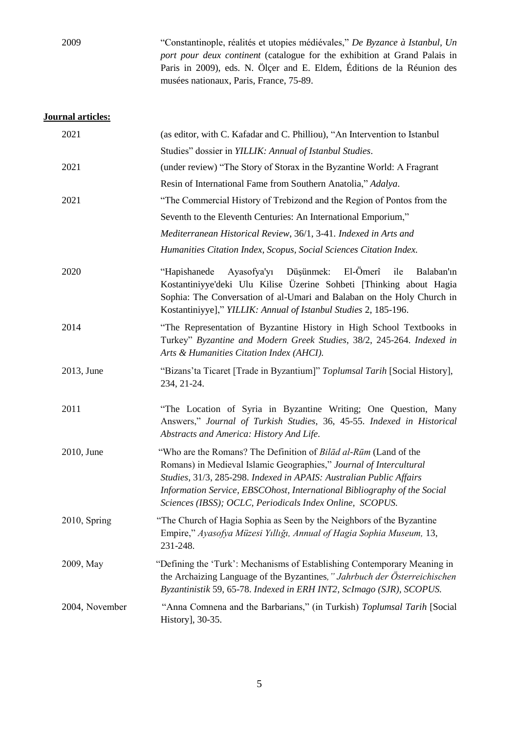2009 "Constantinople, réalités et utopies médiévales," *De Byzance à Istanbul, Un port pour deux continent* (catalogue for the exhibition at Grand Palais in Paris in 2009), eds. N. Ölçer and E. Eldem, Éditions de la Réunion des musées nationaux, Paris, France, 75-89.

**Journal articles:**

2021 (as editor, with C. Kafadar and C. Philliou), "An Intervention to Istanbul Studies" dossier in *YILLIK: Annual of Istanbul Studies*.

2021 (under review) "The Story of Storax in the Byzantine World: A Fragrant Resin of International Fame from Southern Anatolia," *Adalya*.

2021 "The Commercial History of Trebizond and the Region of Pontos from the Seventh to the Eleventh Centuries: An International Emporium," *Mediterranean Historical Review*, 36/1, 3-41. *Indexed in Arts and Humanities Citation Index, Scopus, Social Sciences Citation Index.*

2020 "Hapishanede Ayasofya'yı Düşünmek: El-Ömerî ile Balaban'ın Kostantiniyye'deki Ulu Kilise Üzerine Sohbeti [Thinking about Hagia Sophia: The Conversation of al-Umari and Balaban on the Holy Church in Kostantiniyye]," *YILLIK: Annual of Istanbul Studies* 2, 185-196.

2014 "The Representation of Byzantine History in High School Textbooks in Turkey" *Byzantine and Modern Greek Studies*, 38/2, 245-264. *Indexed in Arts & Humanities Citation Index (AHCI).*

2013, June "Bizans'ta Ticaret [Trade in Byzantium]" *Toplumsal Tarih* [Social History], 234, 21-24.

2011 "The Location of Syria in Byzantine Writing; One Question, Many Answers," *Journal of Turkish Studies*, 36, 45-55. *Indexed in Historical Abstracts and America: History And Life.*

2010, June "Who are the Romans? The Definition of *Bilād al-Rūm* (Land of the Romans) in Medieval Islamic Geographies," *Journal of Intercultural Studies*, 31/3, 285-298. *Indexed in APAIS: Australian Public Affairs Information Service, EBSCOhost, International Bibliography of the Social Sciences (IBSS); OCLC, Periodicals Index Online, SCOPUS.*

2010, Spring "The Church of Hagia Sophia as Seen by the Neighbors of the Byzantine Empire," *Ayasofya Müzesi Yıllığı, Annual of Hagia Sophia Museum,* 13, 231-248.

2009, May "Defining the 'Turk': Mechanisms of Establishing Contemporary Meaning in the Archaizing Language of the Byzantines*," Jahrbuch der Österreichischen Byzantinistik* 59, 65-78. *Indexed in ERH INT2, ScImago (SJR), SCOPUS.*

2004, November "Anna Comnena and the Barbarians," (in Turkish) *Toplumsal Tarih* [Social History], 30-35.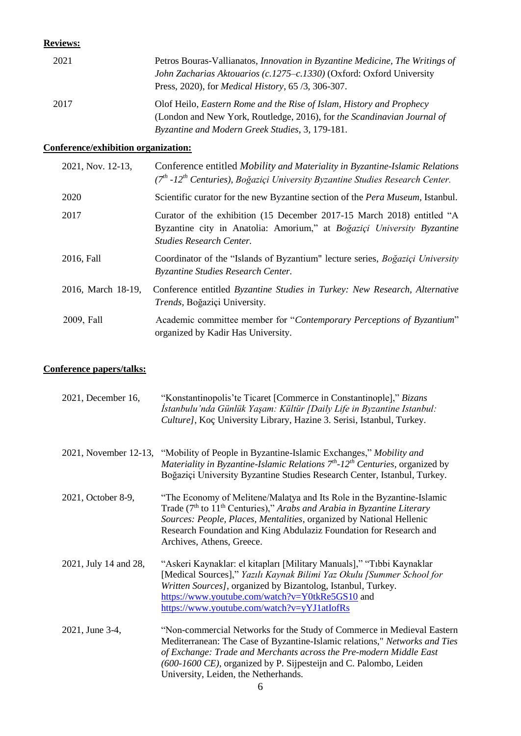**Reviews:**

| | |
|---|---|
| 2021 | Petros Bouras-Vallianatos, *Innovation in Byzantine Medicine, The Writings of John Zacharias Aktouarios (c.1275–c.1330)* (Oxford: Oxford University Press, 2020), for *Medical History*, 65 /3, 306-307. |
| 2017 | Olof Heilo, *Eastern Rome and the Rise of Islam, History and Prophecy* (London and New York, Routledge, 2016), for *the Scandinavian Journal of Byzantine and Modern Greek Studies*, 3, 179-181. |

**Conference/exhibition organization:**

| | |
|---|---|
| 2021, Nov. 12-13, | Conference entitled *Mobility and Materiality in Byzantine-Islamic Relations (7th -12th Centuries), Boğaziçi University Byzantine Studies Research Center.* |
| 2020 | Scientific curator for the new Byzantine section of the *Pera Museum*, Istanbul. |
| 2017 | Curator of the exhibition (15 December 2017-15 March 2018) entitled "A Byzantine city in Anatolia: Amorium," at *Boğaziçi University Byzantine Studies Research Center.* |
| 2016, Fall | Coordinator of the "Islands of Byzantium" lecture series, *Boğaziçi University Byzantine Studies Research Center.* |
| 2016, March 18-19, | Conference entitled *Byzantine Studies in Turkey: New Research, Alternative Trends,* Boğaziçi University. |
| 2009, Fall | Academic committee member for "*Contemporary Perceptions of Byzantium*" organized by Kadir Has University. |

**Conference papers/talks:**

| | |
|---|---|
| 2021, December 16, | "Konstantinopolis'te Ticaret [Commerce in Constantinople]," *Bizans İstanbulu'nda Günlük Yaşam: Kültür [Daily Life in Byzantine Istanbul: Culture]*, Koç University Library, Hazine 3. Serisi, Istanbul, Turkey. |
| 2021, November 12-13, | "Mobility of People in Byzantine-Islamic Exchanges," *Mobility and Materiality in Byzantine-Islamic Relations 7th-12th Centuries*, organized by Boğaziçi University Byzantine Studies Research Center, Istanbul, Turkey. |
| 2021, October 8-9, | "The Economy of Melitene/Malatya and Its Role in the Byzantine-Islamic Trade (7th to 11th Centuries)," *Arabs and Arabia in Byzantine Literary Sources: People, Places, Mentalities*, organized by National Hellenic Research Foundation and King Abdulaziz Foundation for Research and Archives, Athens, Greece. |
| 2021, July 14 and 28, | "Askeri Kaynaklar: el kitapları [Military Manuals]," "Tıbbi Kaynaklar [Medical Sources]," *Yazılı Kaynak Bilimi Yaz Okulu [Summer School for Written Sources]*, organized by Bizantolog, Istanbul, Turkey. https://www.youtube.com/watch?v=Y0tkRe5GS10 and https://www.youtube.com/watch?v=yYJ1atIofRs |
| 2021, June 3-4, | "Non-commercial Networks for the Study of Commerce in Medieval Eastern Mediterranean: The Case of Byzantine-Islamic relations," *Networks and Ties of Exchange: Trade and Merchants across the Pre-modern Middle East (600-1600 CE)*, organized by P. Sijpesteijn and C. Palombo, Leiden University, Leiden, the Netherhands. |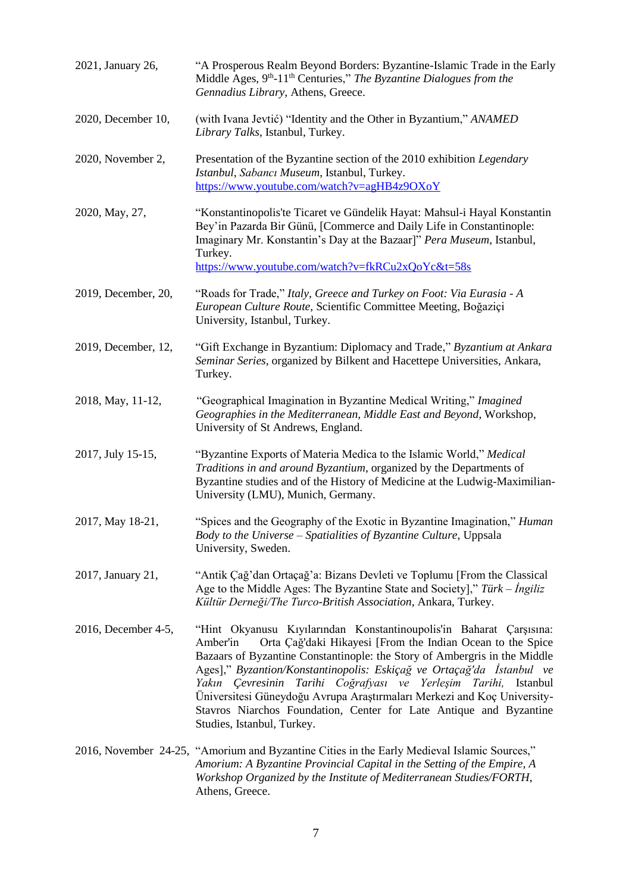2021, January 26, "A Prosperous Realm Beyond Borders: Byzantine-Islamic Trade in the Early Middle Ages, 9th-11th Centuries," *The Byzantine Dialogues from the Gennadius Library*, Athens, Greece.

2020, December 10, (with Ivana Jevtić) "Identity and the Other in Byzantium," *ANAMED Library Talks*, Istanbul, Turkey.

2020, November 2, Presentation of the Byzantine section of the 2010 exhibition *Legendary Istanbul*, *Sabancı Museum*, Istanbul, Turkey. https://www.youtube.com/watch?v=agHB4z9OXoY

2020, May, 27, "Konstantinopolis'te Ticaret ve Gündelik Hayat: Mahsul-i Hayal Konstantin Bey'in Pazarda Bir Günü, [Commerce and Daily Life in Constantinople: Imaginary Mr. Konstantin's Day at the Bazaar]" *Pera Museum*, Istanbul, Turkey. https://www.youtube.com/watch?v=fkRCu2xQoYc&t=58s

2019, December, 20, "Roads for Trade," *Italy, Greece and Turkey on Foot: Via Eurasia - A European Culture Route*, Scientific Committee Meeting, Boğaziçi University, Istanbul, Turkey.

2019, December, 12, "Gift Exchange in Byzantium: Diplomacy and Trade," *Byzantium at Ankara Seminar Series*, organized by Bilkent and Hacettepe Universities, Ankara, Turkey.

2018, May, 11-12, "Geographical Imagination in Byzantine Medical Writing," *Imagined Geographies in the Mediterranean, Middle East and Beyond*, Workshop, University of St Andrews, England.

2017, July 15-15, "Byzantine Exports of Materia Medica to the Islamic World," *Medical Traditions in and around Byzantium*, organized by the Departments of Byzantine studies and of the History of Medicine at the Ludwig-Maximilian-University (LMU), Munich, Germany.

2017, May 18-21, "Spices and the Geography of the Exotic in Byzantine Imagination," *Human Body to the Universe – Spatialities of Byzantine Culture*, Uppsala University, Sweden.

2017, January 21, "Antik Çağ'dan Ortaçağ'a: Bizans Devleti ve Toplumu [From the Classical Age to the Middle Ages: The Byzantine State and Society]," *Türk – İngiliz Kültür Derneği/The Turco-British Association*, Ankara, Turkey.

2016, December 4-5, "Hint Okyanusu Kıyılarından Konstantinoupolis'in Baharat Çarşısına: Amber'in Orta Çağ'daki Hikayesi [From the Indian Ocean to the Spice Bazaars of Byzantine Constantinople: the Story of Ambergris in the Middle Ages]," *Byzantion/Konstantinopolis: Eskiçağ ve Ortaçağ'da İstanbul ve Yakın Çevresinin Tarihi Coğrafyası ve Yerleşim Tarihi,* Istanbul Üniversitesi Güneydoğu Avrupa Araştırmaları Merkezi and Koç University-Stavros Niarchos Foundation, Center for Late Antique and Byzantine Studies, Istanbul, Turkey.

2016, November 24-25, "Amorium and Byzantine Cities in the Early Medieval Islamic Sources," *Amorium: A Byzantine Provincial Capital in the Setting of the Empire, A Workshop Organized by the Institute of Mediterranean Studies/FORTH*, Athens, Greece.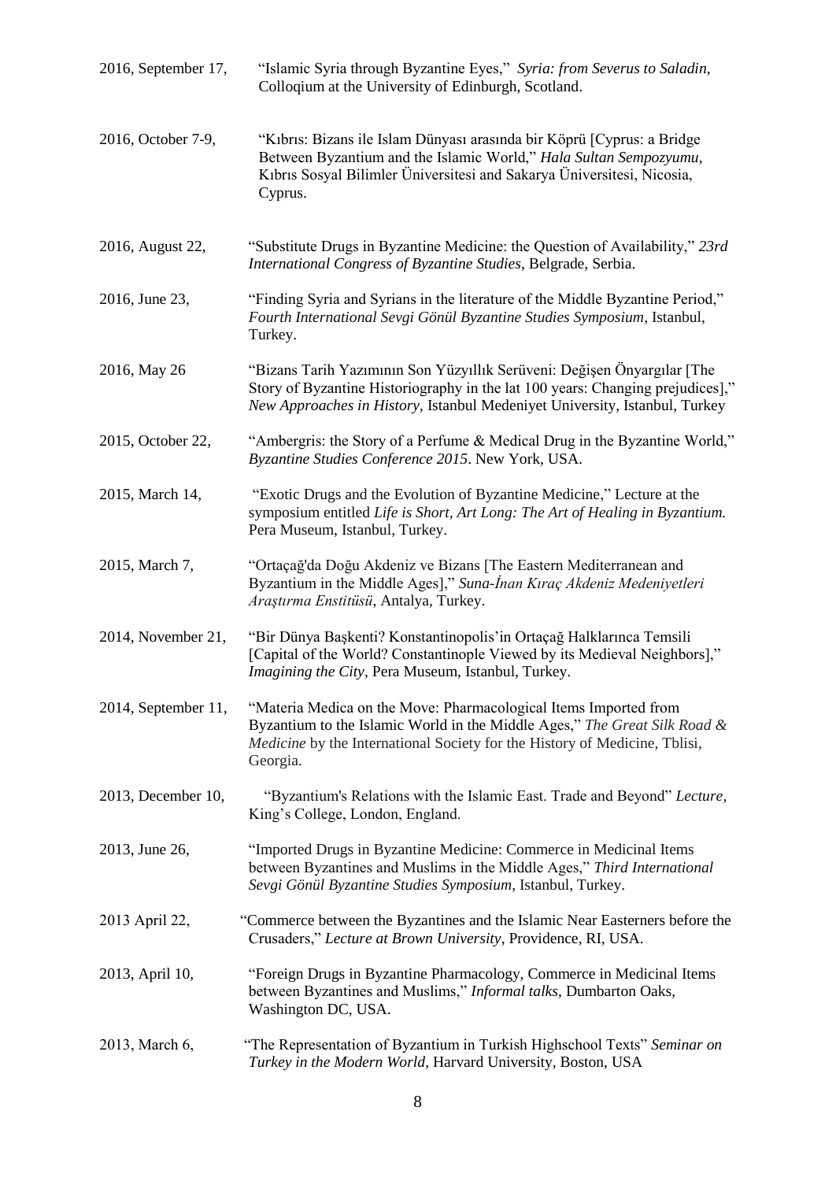2016, September 17, "Islamic Syria through Byzantine Eyes," *Syria: from Severus to Saladin*, Colloqium at the University of Edinburgh, Scotland.

2016, October 7-9, "Kıbrıs: Bizans ile Islam Dünyası arasında bir Köprü [Cyprus: a Bridge Between Byzantium and the Islamic World," *Hala Sultan Sempozyumu*, Kıbrıs Sosyal Bilimler Üniversitesi and Sakarya Üniversitesi, Nicosia, Cyprus.

2016, August 22, "Substitute Drugs in Byzantine Medicine: the Question of Availability," *23rd International Congress of Byzantine Studies*, Belgrade, Serbia.

2016, June 23, "Finding Syria and Syrians in the literature of the Middle Byzantine Period," *Fourth International Sevgi Gönül Byzantine Studies Symposium*, Istanbul, Turkey.

2016, May 26 "Bizans Tarih Yazımının Son Yüzyıllık Serüveni: Değişen Önyargılar [The Story of Byzantine Historiography in the lat 100 years: Changing prejudices]," *New Approaches in History*, Istanbul Medeniyet University, Istanbul, Turkey

2015, October 22, "Ambergris: the Story of a Perfume & Medical Drug in the Byzantine World," *Byzantine Studies Conference 2015*. New York, USA.

2015, March 14, "Exotic Drugs and the Evolution of Byzantine Medicine," Lecture at the symposium entitled *Life is Short, Art Long: The Art of Healing in Byzantium.* Pera Museum, Istanbul, Turkey.

2015, March 7, "Ortaçağ'da Doğu Akdeniz ve Bizans [The Eastern Mediterranean and Byzantium in the Middle Ages]," *Suna-İnan Kıraç Akdeniz Medeniyetleri Araştırma Enstitüsü*, Antalya, Turkey.

2014, November 21, "Bir Dünya Başkenti? Konstantinopolis'in Ortaçağ Halklarınca Temsili [Capital of the World? Constantinople Viewed by its Medieval Neighbors]," *Imagining the City*, Pera Museum, Istanbul, Turkey.

2014, September 11, "Materia Medica on the Move: Pharmacological Items Imported from Byzantium to the Islamic World in the Middle Ages," *The Great Silk Road & Medicine* by the International Society for the History of Medicine, Tblisi, Georgia.

2013, December 10, "Byzantium's Relations with the Islamic East. Trade and Beyond" *Lecture*, King's College, London, England.

2013, June 26, "Imported Drugs in Byzantine Medicine: Commerce in Medicinal Items between Byzantines and Muslims in the Middle Ages," *Third International Sevgi Gönül Byzantine Studies Symposium*, Istanbul, Turkey.

2013 April 22, "Commerce between the Byzantines and the Islamic Near Easterners before the Crusaders," *Lecture at Brown University*, Providence, RI, USA.

2013, April 10, "Foreign Drugs in Byzantine Pharmacology, Commerce in Medicinal Items between Byzantines and Muslims," *Informal talks*, Dumbarton Oaks, Washington DC, USA.

2013, March 6, "The Representation of Byzantium in Turkish Highschool Texts" *Seminar on Turkey in the Modern World*, Harvard University, Boston, USA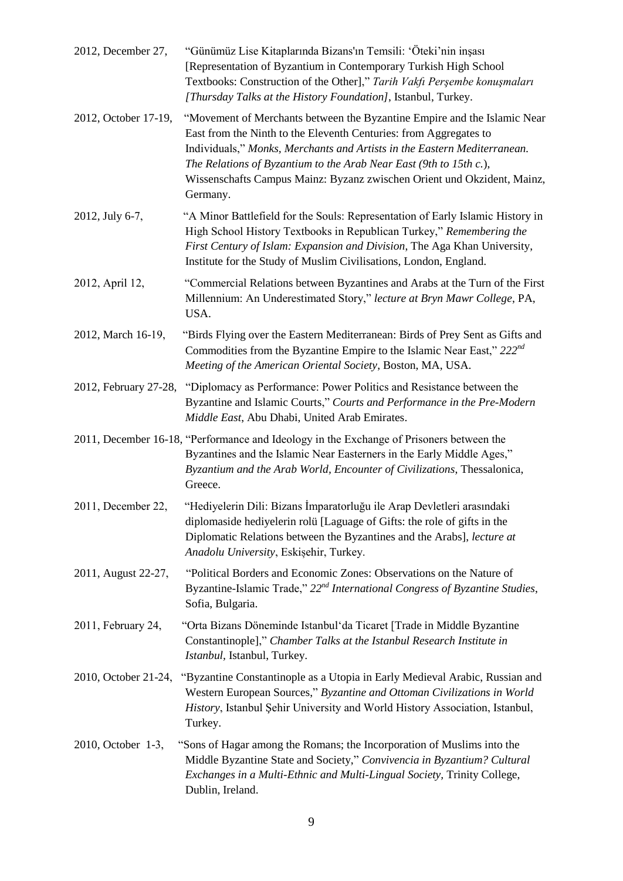2012, December 27, "Günümüz Lise Kitaplarında Bizans'ın Temsili: 'Öteki'nin inşası [Representation of Byzantium in Contemporary Turkish High School Textbooks: Construction of the Other]," *Tarih Vakfı Perşembe konuşmaları [Thursday Talks at the History Foundation]*, Istanbul, Turkey.

2012, October 17-19, "Movement of Merchants between the Byzantine Empire and the Islamic Near East from the Ninth to the Eleventh Centuries: from Aggregates to Individuals," *Monks, Merchants and Artists in the Eastern Mediterranean. The Relations of Byzantium to the Arab Near East (9th to 15th c.*), Wissenschafts Campus Mainz: Byzanz zwischen Orient und Okzident, Mainz, Germany.

2012, July 6-7, "A Minor Battlefield for the Souls: Representation of Early Islamic History in High School History Textbooks in Republican Turkey," *Remembering the First Century of Islam: Expansion and Division*, The Aga Khan University, Institute for the Study of Muslim Civilisations, London, England.

2012, April 12, "Commercial Relations between Byzantines and Arabs at the Turn of the First Millennium: An Underestimated Story," *lecture at Bryn Mawr College*, PA, USA.

2012, March 16-19, "Birds Flying over the Eastern Mediterranean: Birds of Prey Sent as Gifts and Commodities from the Byzantine Empire to the Islamic Near East," *222nd Meeting of the American Oriental Society*, Boston, MA, USA.

2012, February 27-28, "Diplomacy as Performance: Power Politics and Resistance between the Byzantine and Islamic Courts," *Courts and Performance in the Pre-Modern Middle East*, Abu Dhabi, United Arab Emirates.

2011, December 16-18, "Performance and Ideology in the Exchange of Prisoners between the Byzantines and the Islamic Near Easterners in the Early Middle Ages," *Byzantium and the Arab World, Encounter of Civilizations*, Thessalonica, Greece.

2011, December 22, "Hediyelerin Dili: Bizans İmparatorluğu ile Arap Devletleri arasındaki diplomaside hediyelerin rolü [Laguage of Gifts: the role of gifts in the Diplomatic Relations between the Byzantines and the Arabs], *lecture at Anadolu University*, Eskişehir, Turkey.

2011, August 22-27, "Political Borders and Economic Zones: Observations on the Nature of Byzantine-Islamic Trade," *22nd International Congress of Byzantine Studies*, Sofia, Bulgaria.

2011, February 24, "Orta Bizans Döneminde Istanbul'da Ticaret [Trade in Middle Byzantine Constantinople]," *Chamber Talks at the Istanbul Research Institute in Istanbul*, Istanbul, Turkey.

2010, October 21-24, "Byzantine Constantinople as a Utopia in Early Medieval Arabic, Russian and Western European Sources," *Byzantine and Ottoman Civilizations in World History*, Istanbul Şehir University and World History Association, Istanbul, Turkey.

2010, October 1-3, "Sons of Hagar among the Romans; the Incorporation of Muslims into the Middle Byzantine State and Society," *Convivencia in Byzantium? Cultural Exchanges in a Multi-Ethnic and Multi-Lingual Society*, Trinity College, Dublin, Ireland.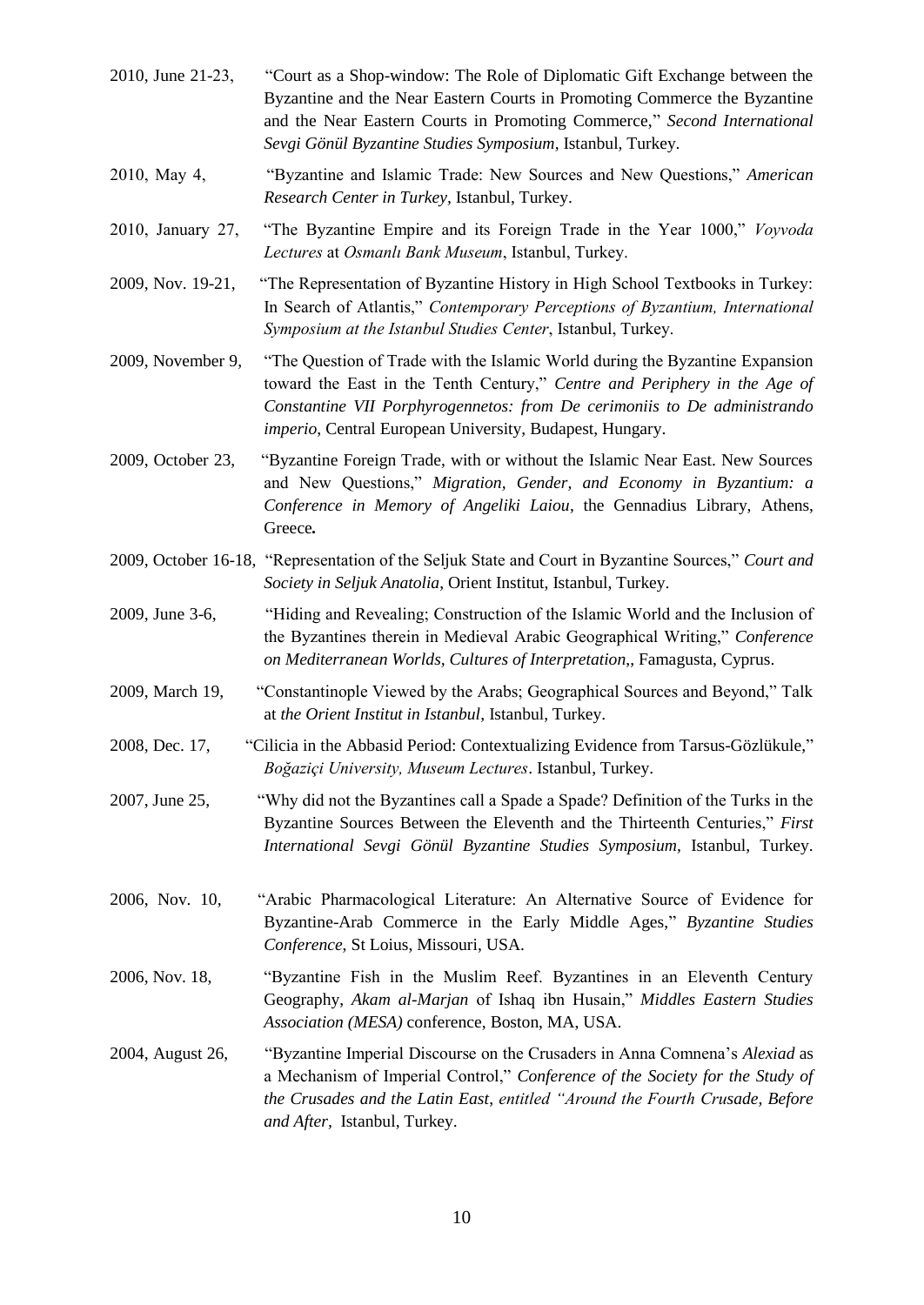2010, June 21-23, "Court as a Shop-window: The Role of Diplomatic Gift Exchange between the Byzantine and the Near Eastern Courts in Promoting Commerce the Byzantine and the Near Eastern Courts in Promoting Commerce," *Second International Sevgi Gönül Byzantine Studies Symposium*, Istanbul, Turkey.

2010, May 4, "Byzantine and Islamic Trade: New Sources and New Questions," *American Research Center in Turkey*, Istanbul, Turkey.

2010, January 27, "The Byzantine Empire and its Foreign Trade in the Year 1000," *Voyvoda Lectures* at *Osmanlı Bank Museum*, Istanbul, Turkey.

2009, Nov. 19-21, "The Representation of Byzantine History in High School Textbooks in Turkey: In Search of Atlantis," *Contemporary Perceptions of Byzantium, International Symposium at the Istanbul Studies Center*, Istanbul, Turkey.

2009, November 9, "The Question of Trade with the Islamic World during the Byzantine Expansion toward the East in the Tenth Century," *Centre and Periphery in the Age of Constantine VII Porphyrogennetos: from De cerimoniis to De administrando imperio*, Central European University, Budapest, Hungary.

2009, October 23, "Byzantine Foreign Trade, with or without the Islamic Near East. New Sources and New Questions," *Migration, Gender, and Economy in Byzantium: a Conference in Memory of Angeliki Laiou*, the Gennadius Library, Athens, Greece**.**

2009, October 16-18, "Representation of the Seljuk State and Court in Byzantine Sources," *Court and Society in Seljuk Anatolia*, Orient Institut, Istanbul, Turkey.

2009, June 3-6, "Hiding and Revealing; Construction of the Islamic World and the Inclusion of the Byzantines therein in Medieval Arabic Geographical Writing," *Conference on Mediterranean Worlds, Cultures of Interpretation,*, Famagusta, Cyprus.

2009, March 19, "Constantinople Viewed by the Arabs; Geographical Sources and Beyond," Talk at *the Orient Institut in Istanbul*, Istanbul, Turkey.

2008, Dec. 17, "Cilicia in the Abbasid Period: Contextualizing Evidence from Tarsus-Gözlükule," *Boğaziçi University, Museum Lectures*. Istanbul, Turkey.

2007, June 25, "Why did not the Byzantines call a Spade a Spade? Definition of the Turks in the Byzantine Sources Between the Eleventh and the Thirteenth Centuries," *First International Sevgi Gönül Byzantine Studies Symposium*, Istanbul, Turkey.

2006, Nov. 10, "Arabic Pharmacological Literature: An Alternative Source of Evidence for Byzantine-Arab Commerce in the Early Middle Ages," *Byzantine Studies Conference*, St Loius, Missouri, USA.

2006, Nov. 18, "Byzantine Fish in the Muslim Reef. Byzantines in an Eleventh Century Geography, *Akam al-Marjan* of Ishaq ibn Husain," *Middles Eastern Studies Association (MESA)* conference, Boston, MA, USA.

2004, August 26, "Byzantine Imperial Discourse on the Crusaders in Anna Comnena's *Alexiad* as a Mechanism of Imperial Control," *Conference of the Society for the Study of the Crusades and the Latin East*, *entitled "Around the Fourth Crusade, Before and After*, Istanbul, Turkey.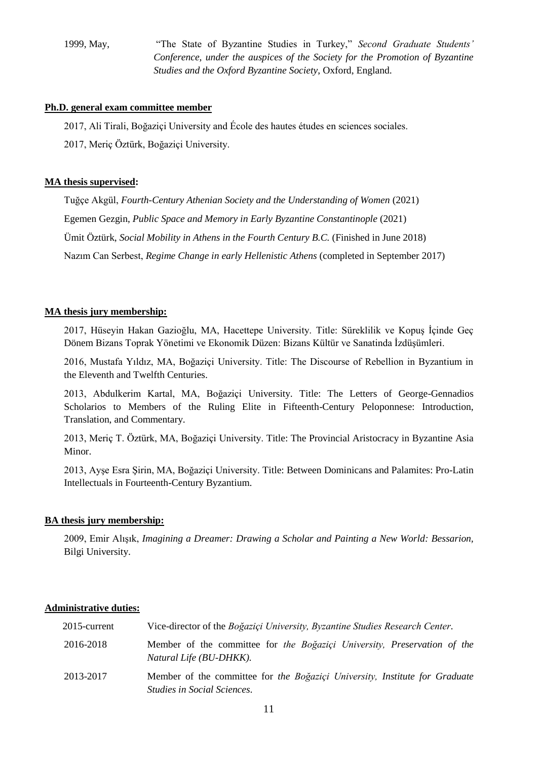1999, May, "The State of Byzantine Studies in Turkey," *Second Graduate Students' Conference, under the auspices of the Society for the Promotion of Byzantine Studies and the Oxford Byzantine Society*, Oxford, England.

**Ph.D. general exam committee member**

2017, Ali Tirali, Boğaziçi University and École des hautes études en sciences sociales.

2017, Meriç Öztürk, Boğaziçi University.

**MA thesis supervised:**

Tuğçe Akgül, *Fourth-Century Athenian Society and the Understanding of Women* (2021)

Egemen Gezgin, *Public Space and Memory in Early Byzantine Constantinople* (2021)

Ümit Öztürk, *Social Mobility in Athens in the Fourth Century B.C.* (Finished in June 2018)

Nazım Can Serbest, *Regime Change in early Hellenistic Athens* (completed in September 2017)

**MA thesis jury membership:**

2017, Hüseyin Hakan Gazioğlu, MA, Hacettepe University. Title: Süreklilik ve Kopuş İçinde Geç Dönem Bizans Toprak Yönetimi ve Ekonomik Düzen: Bizans Kültür ve Sanatinda İzdüşümleri.

2016, Mustafa Yıldız, MA, Boğaziçi University. Title: The Discourse of Rebellion in Byzantium in the Eleventh and Twelfth Centuries.

2013, Abdulkerim Kartal, MA, Boğaziçi University. Title: The Letters of George-Gennadios Scholarios to Members of the Ruling Elite in Fifteenth-Century Peloponnese: Introduction, Translation, and Commentary.

2013, Meriç T. Öztürk, MA, Boğaziçi University. Title: The Provincial Aristocracy in Byzantine Asia Minor.

2013, Ayşe Esra Şirin, MA, Boğaziçi University. Title: Between Dominicans and Palamites: Pro-Latin Intellectuals in Fourteenth-Century Byzantium.

**BA thesis jury membership:**

2009, Emir Alışık, *Imagining a Dreamer: Drawing a Scholar and Painting a New World: Bessarion*, Bilgi University.

**Administrative duties:**

2015-current Vice-director of the *Boğaziçi University, Byzantine Studies Research Center*.

2016-2018 Member of the committee for *the Boğaziçi University, Preservation of the Natural Life (BU-DHKK).*

2013-2017 Member of the committee for *the Boğaziçi University, Institute for Graduate Studies in Social Sciences*.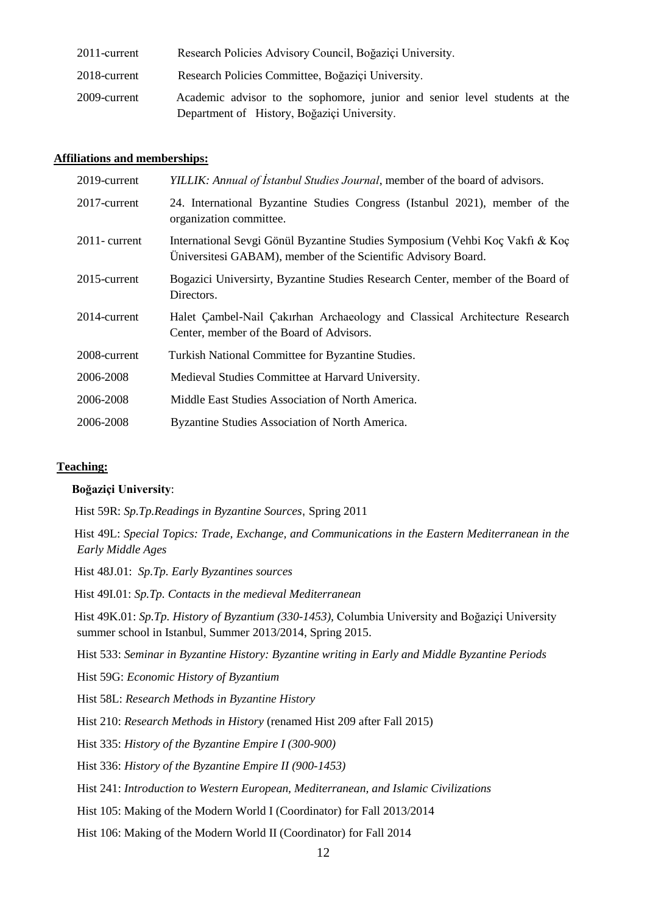| | |
|---|---|
| 2011-current | Research Policies Advisory Council, Boğaziçi University. |
| 2018-current | Research Policies Committee, Boğaziçi University. |
| 2009-current | Academic advisor to the sophomore, junior and senior level students at the Department of History, Boğaziçi University. |

**Affiliations and memberships:**

| | |
|---|---|
| 2019-current | *YILLIK: Annual of İstanbul Studies Journal*, member of the board of advisors. |
| 2017-current | 24. International Byzantine Studies Congress (Istanbul 2021), member of the organization committee. |
| 2011- current | International Sevgi Gönül Byzantine Studies Symposium (Vehbi Koç Vakfı & Koç Üniversitesi GABAM), member of the Scientific Advisory Board. |
| 2015-current | Bogazici Universirty, Byzantine Studies Research Center, member of the Board of Directors. |
| 2014-current | Halet Çambel-Nail Çakırhan Archaeology and Classical Architecture Research Center, member of the Board of Advisors. |
| 2008-current | Turkish National Committee for Byzantine Studies. |
| 2006-2008 | Medieval Studies Committee at Harvard University. |
| 2006-2008 | Middle East Studies Association of North America. |
| 2006-2008 | Byzantine Studies Association of North America. |

**Teaching:**

**Boğaziçi University**:

Hist 59R: *Sp.Tp.Readings in Byzantine Sources*, Spring 2011

Hist 49L: *Special Topics: Trade, Exchange, and Communications in the Eastern Mediterranean in the Early Middle Ages*

Hist 48J.01: *Sp.Tp. Early Byzantines sources*

Hist 49I.01: *Sp.Tp. Contacts in the medieval Mediterranean*

Hist 49K.01: *Sp.Tp. History of Byzantium (330-1453)*, Columbia University and Boğaziçi University summer school in Istanbul, Summer 2013/2014, Spring 2015.

Hist 533: *Seminar in Byzantine History: Byzantine writing in Early and Middle Byzantine Periods*

Hist 59G: *Economic History of Byzantium*

Hist 58L: *Research Methods in Byzantine History*

Hist 210: *Research Methods in History* (renamed Hist 209 after Fall 2015)

Hist 335: *History of the Byzantine Empire I (300-900)*

Hist 336: *History of the Byzantine Empire II (900-1453)*

Hist 241: *Introduction to Western European, Mediterranean, and Islamic Civilizations*

Hist 105: Making of the Modern World I (Coordinator) for Fall 2013/2014

Hist 106: Making of the Modern World II (Coordinator) for Fall 2014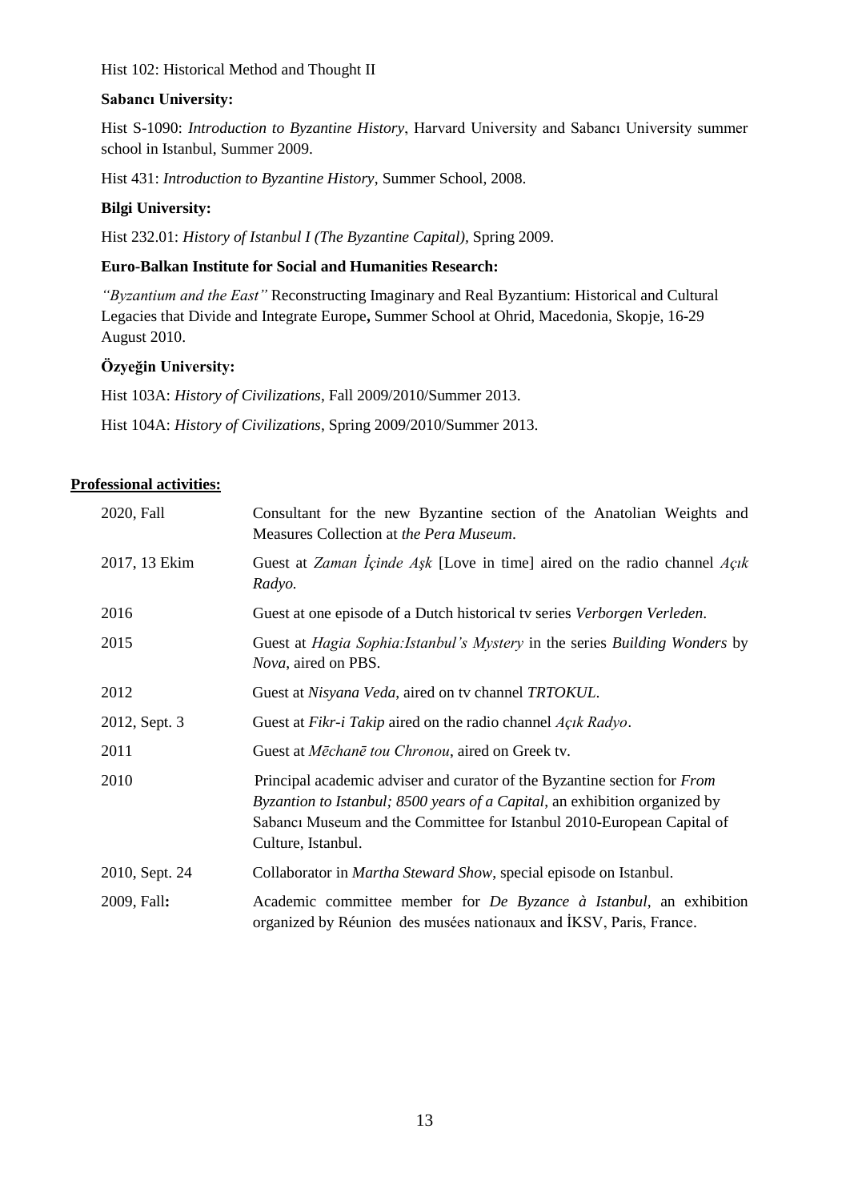Hist 102: Historical Method and Thought II

**Sabancı University:**

Hist S-1090: *Introduction to Byzantine History*, Harvard University and Sabancı University summer school in Istanbul, Summer 2009.

Hist 431: *Introduction to Byzantine History*, Summer School, 2008.

**Bilgi University:**

Hist 232.01: *History of Istanbul I (The Byzantine Capital)*, Spring 2009.

**Euro-Balkan Institute for Social and Humanities Research:**

*"Byzantium and the East"* Reconstructing Imaginary and Real Byzantium: Historical and Cultural Legacies that Divide and Integrate Europe**,** Summer School at Ohrid, Macedonia, Skopje, 16-29 August 2010.

**Özyeğin University:**

Hist 103A: *History of Civilizations*, Fall 2009/2010/Summer 2013.

Hist 104A: *History of Civilizations*, Spring 2009/2010/Summer 2013.

**Professional activities:**

| | |
|---|---|
| 2020, Fall | Consultant for the new Byzantine section of the Anatolian Weights and Measures Collection at *the Pera Museum*. |
| 2017, 13 Ekim | Guest at *Zaman İçinde Aşk* [Love in time] aired on the radio channel *Açık Radyo.* |
| 2016 | Guest at one episode of a Dutch historical tv series *Verborgen Verleden*. |
| 2015 | Guest at *Hagia Sophia:Istanbul's Mystery* in the series *Building Wonders* by *Nova*, aired on PBS. |
| 2012 | Guest at *Nisyana Veda*, aired on tv channel *TRTOKUL*. |
| 2012, Sept. 3 | Guest at *Fikr-i Takip* aired on the radio channel *Açık Radyo*. |
| 2011 | Guest at *Mēchanē tou Chronou*, aired on Greek tv. |
| 2010 | Principal academic adviser and curator of the Byzantine section for *From Byzantion to Istanbul; 8500 years of a Capital*, an exhibition organized by Sabancı Museum and the Committee for Istanbul 2010-European Capital of Culture, Istanbul. |
| 2010, Sept. 24 | Collaborator in *Martha Steward Show*, special episode on Istanbul. |
| 2009, Fall**:** | Academic committee member for *De Byzance à Istanbul*, an exhibition organized by Réunion des musées nationaux and İKSV, Paris, France. |